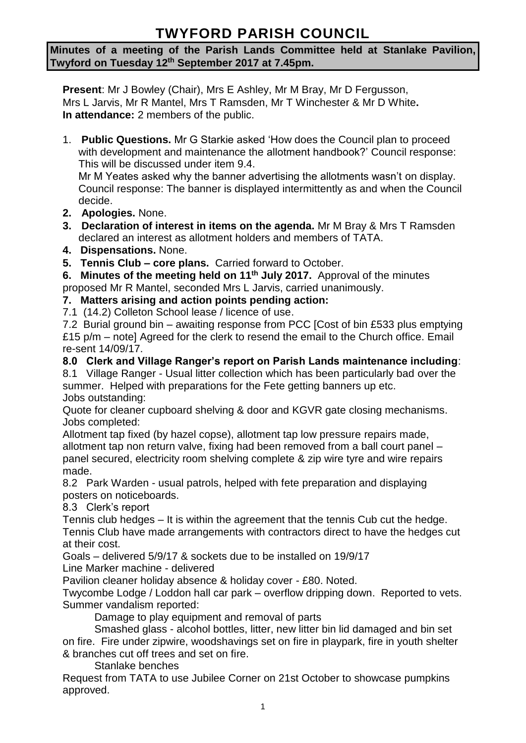# TWYFORD PARISH COUNCIL

**Minutes of a meeting of the Parish Lands Committee held at Stanlake Pavilion, Twyford on Tuesday 12th September 2017 at 7.45pm.**

**Present**: Mr J Bowley (Chair), Mrs E Ashley, Mr M Bray, Mr D Fergusson, Mrs L Jarvis, Mr R Mantel, Mrs T Ramsden, Mr T Winchester & Mr D White**.**
**In attendance:** 2 members of the public.

1. **Public Questions.** Mr G Starkie asked 'How does the Council plan to proceed with development and maintenance the allotment handbook?' Council response: This will be discussed under item 9.4.
   Mr M Yeates asked why the banner advertising the allotments wasn't on display. Council response: The banner is displayed intermittently as and when the Council decide.
2. **Apologies.** None.
3. **Declaration of interest in items on the agenda.** Mr M Bray & Mrs T Ramsden declared an interest as allotment holders and members of TATA.
4. **Dispensations.** None.
5. **Tennis Club – core plans.** Carried forward to October.
6. **Minutes of the meeting held on 11th July 2017.** Approval of the minutes proposed Mr R Mantel, seconded Mrs L Jarvis, carried unanimously.
7. **Matters arising and action points pending action:**

7.1 (14.2) Colleton School lease / licence of use.

7.2 Burial ground bin – awaiting response from PCC [Cost of bin £533 plus emptying £15 p/m – note] Agreed for the clerk to resend the email to the Church office. Email re-sent 14/09/17.

**8.0 Clerk and Village Ranger's report on Parish Lands maintenance including**:

8.1 Village Ranger - Usual litter collection which has been particularly bad over the summer. Helped with preparations for the Fete getting banners up etc.
Jobs outstanding:
Quote for cleaner cupboard shelving & door and KGVR gate closing mechanisms.
Jobs completed:
Allotment tap fixed (by hazel copse), allotment tap low pressure repairs made, allotment tap non return valve, fixing had been removed from a ball court panel – panel secured, electricity room shelving complete & zip wire tyre and wire repairs made.

8.2 Park Warden - usual patrols, helped with fete preparation and displaying posters on noticeboards.

8.3 Clerk's report
Tennis club hedges – It is within the agreement that the tennis Cub cut the hedge. Tennis Club have made arrangements with contractors direct to have the hedges cut at their cost.
Goals – delivered 5/9/17 & sockets due to be installed on 19/9/17
Line Marker machine - delivered
Pavilion cleaner holiday absence & holiday cover - £80. Noted.
Twycombe Lodge / Loddon hall car park – overflow dripping down. Reported to vets.
Summer vandalism reported:

Damage to play equipment and removal of parts

Smashed glass - alcohol bottles, litter, new litter bin lid damaged and bin set on fire. Fire under zipwire, woodshavings set on fire in playpark, fire in youth shelter & branches cut off trees and set on fire.

Stanlake benches

Request from TATA to use Jubilee Corner on 21st October to showcase pumpkins approved.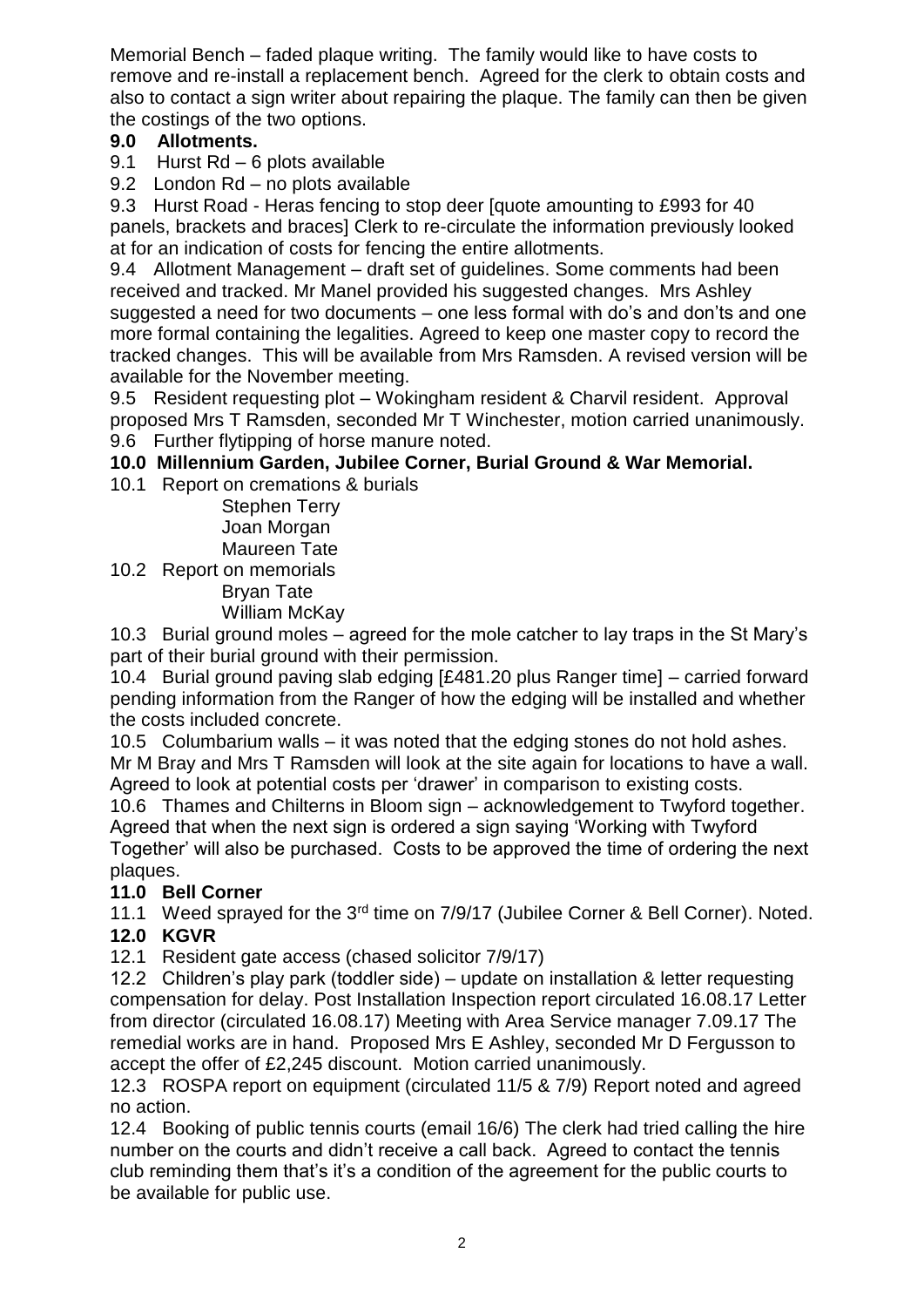Memorial Bench – faded plaque writing. The family would like to have costs to remove and re-install a replacement bench. Agreed for the clerk to obtain costs and also to contact a sign writer about repairing the plaque. The family can then be given the costings of the two options.

**9.0 Allotments.**

9.1 Hurst Rd – 6 plots available

9.2 London Rd – no plots available

9.3 Hurst Road - Heras fencing to stop deer [quote amounting to £993 for 40 panels, brackets and braces] Clerk to re-circulate the information previously looked at for an indication of costs for fencing the entire allotments.

9.4 Allotment Management – draft set of guidelines. Some comments had been received and tracked. Mr Manel provided his suggested changes. Mrs Ashley suggested a need for two documents – one less formal with do's and don'ts and one more formal containing the legalities. Agreed to keep one master copy to record the tracked changes. This will be available from Mrs Ramsden. A revised version will be available for the November meeting.

9.5 Resident requesting plot – Wokingham resident & Charvil resident. Approval proposed Mrs T Ramsden, seconded Mr T Winchester, motion carried unanimously.

9.6 Further flytipping of horse manure noted.

**10.0 Millennium Garden, Jubilee Corner, Burial Ground & War Memorial.**

10.1 Report on cremations & burials
Stephen Terry
Joan Morgan
Maureen Tate

10.2 Report on memorials
Bryan Tate
William McKay

10.3 Burial ground moles – agreed for the mole catcher to lay traps in the St Mary's part of their burial ground with their permission.

10.4 Burial ground paving slab edging [£481.20 plus Ranger time] – carried forward pending information from the Ranger of how the edging will be installed and whether the costs included concrete.

10.5 Columbarium walls – it was noted that the edging stones do not hold ashes. Mr M Bray and Mrs T Ramsden will look at the site again for locations to have a wall. Agreed to look at potential costs per 'drawer' in comparison to existing costs.

10.6 Thames and Chilterns in Bloom sign – acknowledgement to Twyford together. Agreed that when the next sign is ordered a sign saying 'Working with Twyford Together' will also be purchased. Costs to be approved the time of ordering the next plaques.

**11.0 Bell Corner**

11.1 Weed sprayed for the 3rd time on 7/9/17 (Jubilee Corner & Bell Corner). Noted.

**12.0 KGVR**

12.1 Resident gate access (chased solicitor 7/9/17)

12.2 Children's play park (toddler side) – update on installation & letter requesting compensation for delay. Post Installation Inspection report circulated 16.08.17 Letter from director (circulated 16.08.17) Meeting with Area Service manager 7.09.17 The remedial works are in hand. Proposed Mrs E Ashley, seconded Mr D Fergusson to accept the offer of £2,245 discount. Motion carried unanimously.

12.3 ROSPA report on equipment (circulated 11/5 & 7/9) Report noted and agreed no action.

12.4 Booking of public tennis courts (email 16/6) The clerk had tried calling the hire number on the courts and didn't receive a call back. Agreed to contact the tennis club reminding them that's it's a condition of the agreement for the public courts to be available for public use.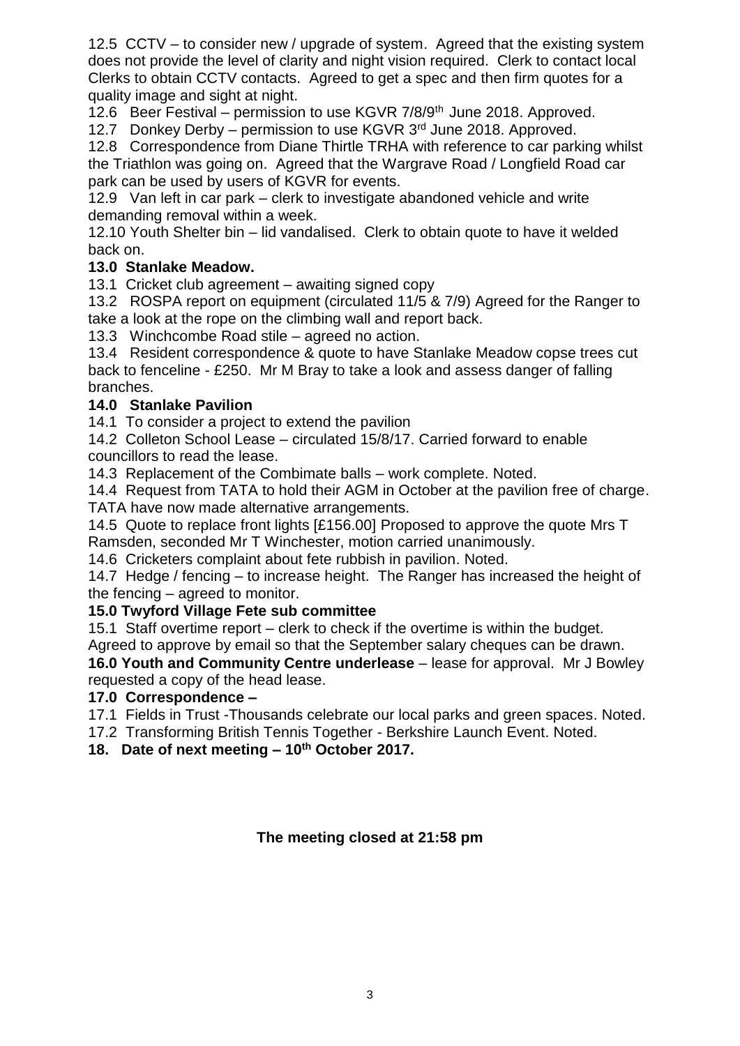12.5 CCTV – to consider new / upgrade of system. Agreed that the existing system does not provide the level of clarity and night vision required. Clerk to contact local Clerks to obtain CCTV contacts. Agreed to get a spec and then firm quotes for a quality image and sight at night.

12.6 Beer Festival – permission to use KGVR 7/8/9th June 2018. Approved.

12.7 Donkey Derby – permission to use KGVR 3rd June 2018. Approved.

12.8 Correspondence from Diane Thirtle TRHA with reference to car parking whilst the Triathlon was going on. Agreed that the Wargrave Road / Longfield Road car park can be used by users of KGVR for events.

12.9 Van left in car park – clerk to investigate abandoned vehicle and write demanding removal within a week.

12.10 Youth Shelter bin – lid vandalised. Clerk to obtain quote to have it welded back on.

**13.0 Stanlake Meadow.**

13.1 Cricket club agreement – awaiting signed copy

13.2 ROSPA report on equipment (circulated 11/5 & 7/9) Agreed for the Ranger to take a look at the rope on the climbing wall and report back.

13.3 Winchcombe Road stile – agreed no action.

13.4 Resident correspondence & quote to have Stanlake Meadow copse trees cut back to fenceline - £250. Mr M Bray to take a look and assess danger of falling branches.

**14.0 Stanlake Pavilion**

14.1 To consider a project to extend the pavilion

14.2 Colleton School Lease – circulated 15/8/17. Carried forward to enable councillors to read the lease.

14.3 Replacement of the Combimate balls – work complete. Noted.

14.4 Request from TATA to hold their AGM in October at the pavilion free of charge. TATA have now made alternative arrangements.

14.5 Quote to replace front lights [£156.00] Proposed to approve the quote Mrs T Ramsden, seconded Mr T Winchester, motion carried unanimously.

14.6 Cricketers complaint about fete rubbish in pavilion. Noted.

14.7 Hedge / fencing – to increase height. The Ranger has increased the height of the fencing – agreed to monitor.

**15.0 Twyford Village Fete sub committee**

15.1 Staff overtime report – clerk to check if the overtime is within the budget. Agreed to approve by email so that the September salary cheques can be drawn.

**16.0 Youth and Community Centre underlease** – lease for approval. Mr J Bowley requested a copy of the head lease.

**17.0 Correspondence –**

17.1 Fields in Trust -Thousands celebrate our local parks and green spaces. Noted.

17.2 Transforming British Tennis Together - Berkshire Launch Event. Noted.

**18. Date of next meeting – 10th October 2017.**

**The meeting closed at 21:58 pm**